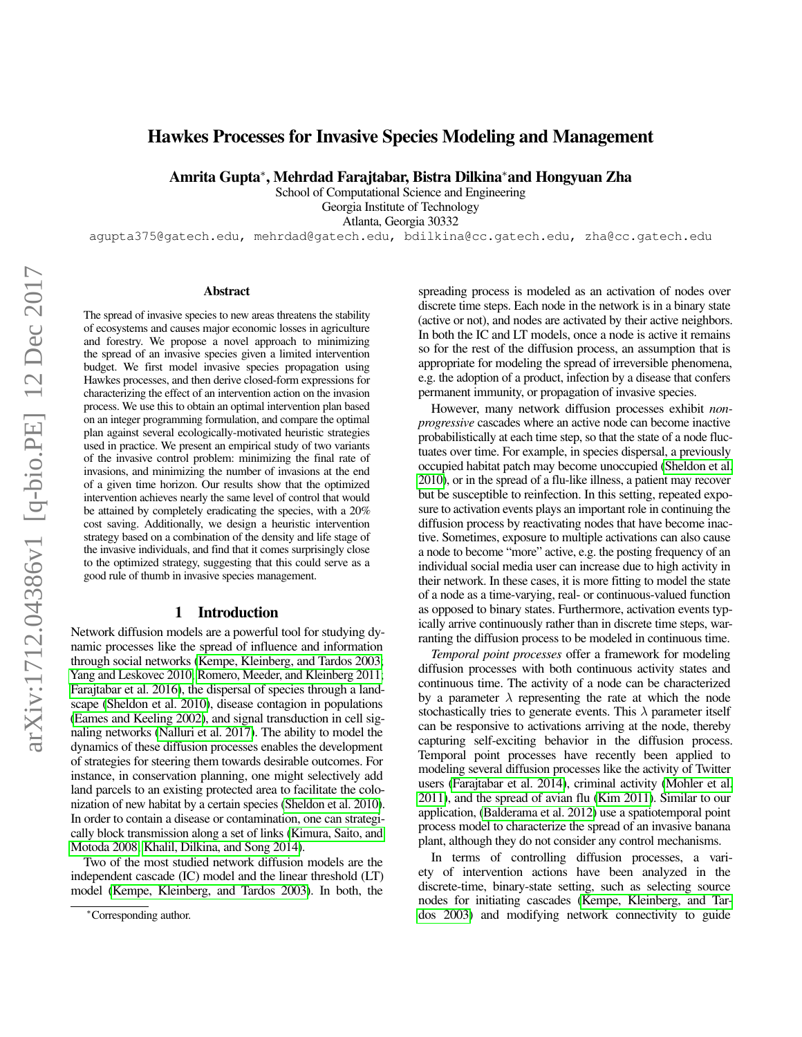# Hawkes Processes for Invasive Species Modeling and Management

**Amrita Gupta***, **Mehrdad Farajtabar**, **Bistra Dilkina***and **Hongyuan Zha**

School of Computational Science and Engineering
Georgia Institute of Technology
Atlanta, Georgia 30332

agupta375@gatech.edu, mehrdad@gatech.edu, bdilkina@cc.gatech.edu, zha@cc.gatech.edu

## Abstract

The spread of invasive species to new areas threatens the stability of ecosystems and causes major economic losses in agriculture and forestry. We propose a novel approach to minimizing the spread of an invasive species given a limited intervention budget. We first model invasive species propagation using Hawkes processes, and then derive closed-form expressions for characterizing the effect of an intervention action on the invasion process. We use this to obtain an optimal intervention plan based on an integer programming formulation, and compare the optimal plan against several ecologically-motivated heuristic strategies used in practice. We present an empirical study of two variants of the invasive control problem: minimizing the final rate of invasions, and minimizing the number of invasions at the end of a given time horizon. Our results show that the optimized intervention achieves nearly the same level of control that would be attained by completely eradicating the species, with a 20% cost saving. Additionally, we design a heuristic intervention strategy based on a combination of the density and life stage of the invasive individuals, and find that it comes surprisingly close to the optimized strategy, suggesting that this could serve as a good rule of thumb in invasive species management.

## 1 Introduction

Network diffusion models are a powerful tool for studying dynamic processes like the spread of influence and information through social networks (Kempe, Kleinberg, and Tardos 2003; Yang and Leskovec 2010; Romero, Meeder, and Kleinberg 2011; Farajtabar et al. 2016), the dispersal of species through a landscape (Sheldon et al. 2010), disease contagion in populations (Eames and Keeling 2002), and signal transduction in cell signaling networks (Nalluri et al. 2017). The ability to model the dynamics of these diffusion processes enables the development of strategies for steering them towards desirable outcomes. For instance, in conservation planning, one might selectively add land parcels to an existing protected area to facilitate the colonization of new habitat by a certain species (Sheldon et al. 2010). In order to contain a disease or contamination, one can strategically block transmission along a set of links (Kimura, Saito, and Motoda 2008; Khalil, Dilkina, and Song 2014).

Two of the most studied network diffusion models are the independent cascade (IC) model and the linear threshold (LT) model (Kempe, Kleinberg, and Tardos 2003). In both, the spreading process is modeled as an activation of nodes over discrete time steps. Each node in the network is in a binary state (active or not), and nodes are activated by their active neighbors. In both the IC and LT models, once a node is active it remains so for the rest of the diffusion process, an assumption that is appropriate for modeling the spread of irreversible phenomena, e.g. the adoption of a product, infection by a disease that confers permanent immunity, or propagation of invasive species.

However, many network diffusion processes exhibit *non-progressive* cascades where an active node can become inactive probabilistically at each time step, so that the state of a node fluctuates over time. For example, in species dispersal, a previously occupied habitat patch may become unoccupied (Sheldon et al. 2010), or in the spread of a flu-like illness, a patient may recover but be susceptible to reinfection. In this setting, repeated exposure to activation events plays an important role in continuing the diffusion process by reactivating nodes that have become inactive. Sometimes, exposure to multiple activations can also cause a node to become "more" active, e.g. the posting frequency of an individual social media user can increase due to high activity in their network. In these cases, it is more fitting to model the state of a node as a time-varying, real- or continuous-valued function as opposed to binary states. Furthermore, activation events typically arrive continuously rather than in discrete time steps, warranting the diffusion process to be modeled in continuous time.

*Temporal point processes* offer a framework for modeling diffusion processes with both continuous activity states and continuous time. The activity of a node can be characterized by a parameter $\lambda$ representing the rate at which the node stochastically tries to generate events. This $\lambda$ parameter itself can be responsive to activations arriving at the node, thereby capturing self-exciting behavior in the diffusion process. Temporal point processes have recently been applied to modeling several diffusion processes like the activity of Twitter users (Farajtabar et al. 2014), criminal activity (Mohler et al. 2011), and the spread of avian flu (Kim 2011). Similar to our application, (Balderama et al. 2012) use a spatiotemporal point process model to characterize the spread of an invasive banana plant, although they do not consider any control mechanisms.

In terms of controlling diffusion processes, a variety of intervention actions have been analyzed in the discrete-time, binary-state setting, such as selecting source nodes for initiating cascades (Kempe, Kleinberg, and Tardos 2003) and modifying network connectivity to guide

*Corresponding author.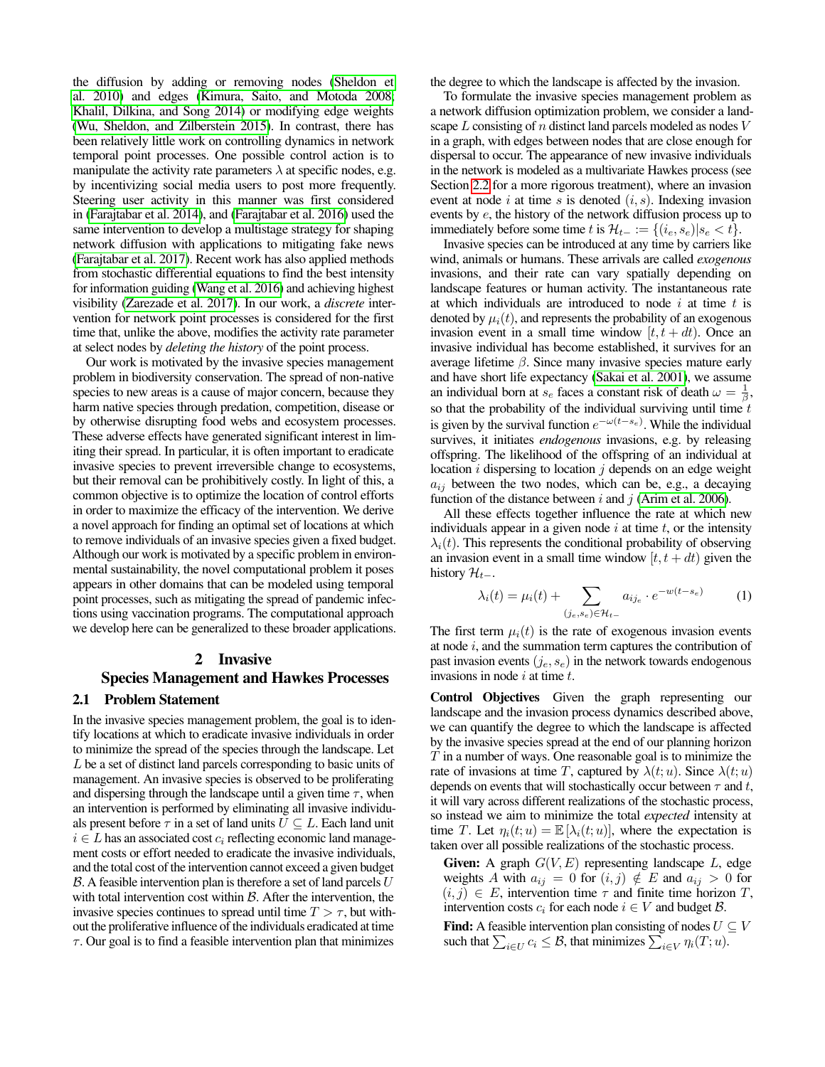the diffusion by adding or removing nodes (Sheldon et al. 2010) and edges (Kimura, Saito, and Motoda 2008; Khalil, Dilkina, and Song 2014) or modifying edge weights (Wu, Sheldon, and Zilberstein 2015). In contrast, there has been relatively little work on controlling dynamics in network temporal point processes. One possible control action is to manipulate the activity rate parameters $\lambda$ at specific nodes, e.g. by incentivizing social media users to post more frequently. Steering user activity in this manner was first considered in (Farajtabar et al. 2014), and (Farajtabar et al. 2016) used the same intervention to develop a multistage strategy for shaping network diffusion with applications to mitigating fake news (Farajtabar et al. 2017). Recent work has also applied methods from stochastic differential equations to find the best intensity for information guiding (Wang et al. 2016) and achieving highest visibility (Zarezade et al. 2017). In our work, a *discrete* intervention for network point processes is considered for the first time that, unlike the above, modifies the activity rate parameter at select nodes by *deleting the history* of the point process.

Our work is motivated by the invasive species management problem in biodiversity conservation. The spread of non-native species to new areas is a cause of major concern, because they harm native species through predation, competition, disease or by otherwise disrupting food webs and ecosystem processes. These adverse effects have generated significant interest in limiting their spread. In particular, it is often important to eradicate invasive species to prevent irreversible change to ecosystems, but their removal can be prohibitively costly. In light of this, a common objective is to optimize the location of control efforts in order to maximize the efficacy of the intervention. We derive a novel approach for finding an optimal set of locations at which to remove individuals of an invasive species given a fixed budget. Although our work is motivated by a specific problem in environmental sustainability, the novel computational problem it poses appears in other domains that can be modeled using temporal point processes, such as mitigating the spread of pandemic infections using vaccination programs. The computational approach we develop here can be generalized to these broader applications.

# 2 Invasive Species Management and Hawkes Processes

## 2.1 Problem Statement

In the invasive species management problem, the goal is to identify locations at which to eradicate invasive individuals in order to minimize the spread of the species through the landscape. Let $L$ be a set of distinct land parcels corresponding to basic units of management. An invasive species is observed to be proliferating and dispersing through the landscape until a given time $\tau$, when an intervention is performed by eliminating all invasive individuals present before $\tau$ in a set of land units $U \subseteq L$. Each land unit $i \in L$ has an associated cost $c_i$ reflecting economic land management costs or effort needed to eradicate the invasive individuals, and the total cost of the intervention cannot exceed a given budget $\mathcal{B}$. A feasible intervention plan is therefore a set of land parcels $U$ with total intervention cost within $\mathcal{B}$. After the intervention, the invasive species continues to spread until time $T > \tau$, but without the proliferative influence of the individuals eradicated at time $\tau$. Our goal is to find a feasible intervention plan that minimizes the degree to which the landscape is affected by the invasion.

To formulate the invasive species management problem as a network diffusion optimization problem, we consider a landscape $L$ consisting of $n$ distinct land parcels modeled as nodes $V$ in a graph, with edges between nodes that are close enough for dispersal to occur. The appearance of new invasive individuals in the network is modeled as a multivariate Hawkes process (see Section 2.2 for a more rigorous treatment), where an invasion event at node $i$ at time $s$ is denoted $(i, s)$. Indexing invasion events by $e$, the history of the network diffusion process up to immediately before some time $t$ is $\mathcal{H}_{t-} := \{(i_e, s_e) | s_e < t\}$.

Invasive species can be introduced at any time by carriers like wind, animals or humans. These arrivals are called *exogenous* invasions, and their rate can vary spatially depending on landscape features or human activity. The instantaneous rate at which individuals are introduced to node $i$ at time $t$ is denoted by $\mu_i(t)$, and represents the probability of an exogenous invasion event in a small time window $[t, t + dt)$. Once an invasive individual has become established, it survives for an average lifetime $\beta$. Since many invasive species mature early and have short life expectancy (Sakai et al. 2001), we assume an individual born at $s_e$ faces a constant risk of death $\omega = \frac{1}{\beta}$, so that the probability of the individual surviving until time $t$ is given by the survival function $e^{-\omega(t-s_e)}$. While the individual survives, it initiates *endogenous* invasions, e.g. by releasing offspring. The likelihood of the offspring of an individual at location $i$ dispersing to location $j$ depends on an edge weight $a_{ij}$ between the two nodes, which can be, e.g., a decaying function of the distance between $i$ and $j$ (Arim et al. 2006).

All these effects together influence the rate at which new individuals appear in a given node $i$ at time $t$, or the intensity $\lambda_i(t)$. This represents the conditional probability of observing an invasion event in a small time window $[t, t + dt)$ given the history $\mathcal{H}_{t-}$.

$$\lambda_i(t) = \mu_i(t) + \sum_{(j_e, s_e) \in \mathcal{H}_{t-}} a_{ij_e} \cdot e^{-w(t-s_e)} \tag{1}$$

The first term $\mu_i(t)$ is the rate of exogenous invasion events at node $i$, and the summation term captures the contribution of past invasion events $(j_e, s_e)$ in the network towards endogenous invasions in node $i$ at time $t$.

**Control Objectives** Given the graph representing our landscape and the invasion process dynamics described above, we can quantify the degree to which the landscape is affected by the invasive species spread at the end of our planning horizon $T$ in a number of ways. One reasonable goal is to minimize the rate of invasions at time $T$, captured by $\lambda(t; u)$. Since $\lambda(t; u)$ depends on events that will stochastically occur between $\tau$ and $t$, it will vary across different realizations of the stochastic process, so instead we aim to minimize the total *expected* intensity at time $T$. Let $\eta_i(t; u) = \mathbb{E}[\lambda_i(t; u)]$, where the expectation is taken over all possible realizations of the stochastic process.

**Given:** A graph $G(V, E)$ representing landscape $L$, edge weights $A$ with $a_{ij} = 0$ for $(i, j) \notin E$ and $a_{ij} > 0$ for $(i, j) \in E$, intervention time $\tau$ and finite time horizon $T$, intervention costs $c_i$ for each node $i \in V$ and budget $\mathcal{B}$.

**Find:** A feasible intervention plan consisting of nodes $U \subseteq V$ such that $\sum_{i \in U} c_i \leq \mathcal{B}$, that minimizes $\sum_{i \in V} \eta_i(T; u)$.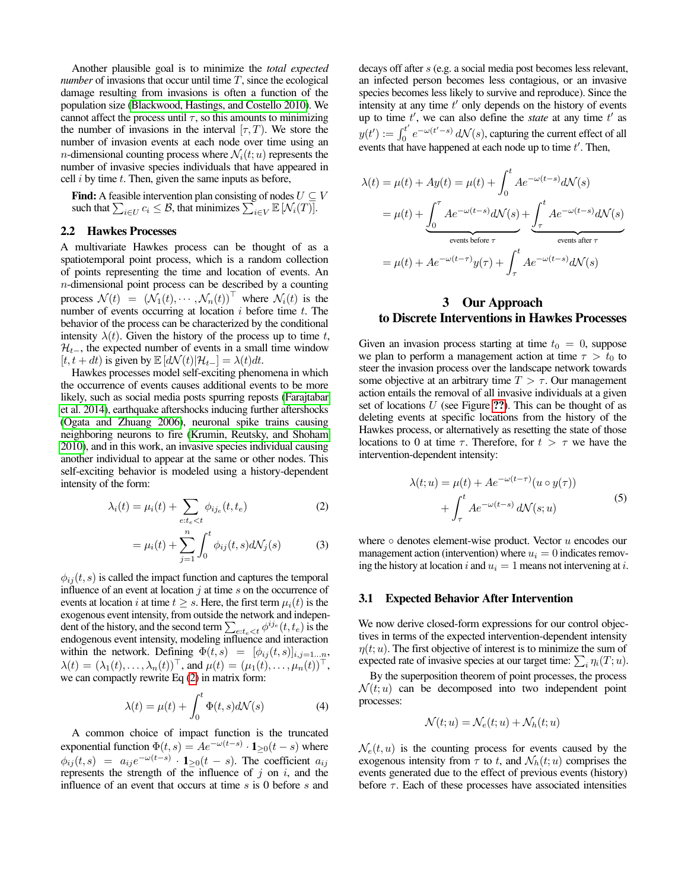Another plausible goal is to minimize the *total expected number* of invasions that occur until time $T$, since the ecological damage resulting from invasions is often a function of the population size (Blackwood, Hastings, and Costello 2010). We cannot affect the process until $\tau$, so this amounts to minimizing the number of invasions in the interval $[\tau, T)$. We store the number of invasion events at each node over time using an $n$-dimensional counting process where $\mathcal{N}_i(t;u)$ represents the number of invasive species individuals that have appeared in cell $i$ by time $t$. Then, given the same inputs as before,

**Find:** A feasible intervention plan consisting of nodes $U \subseteq V$ such that $\sum_{i \in U} c_i \leq \mathcal{B}$, that minimizes $\sum_{i \in V} \mathbb{E}\left[\mathcal{N}_i(T)\right]$.

## 2.2 Hawkes Processes

A multivariate Hawkes process can be thought of as a spatiotemporal point process, which is a random collection of points representing the time and location of events. An $n$-dimensional point process can be described by a counting process $\mathcal{N}(t) = (\mathcal{N}_1(t), \cdots, \mathcal{N}_n(t))^\top$ where $\mathcal{N}_i(t)$ is the number of events occurring at location $i$ before time $t$. The behavior of the process can be characterized by the conditional intensity $\lambda(t)$. Given the history of the process up to time $t$, $\mathcal{H}_{t-}$, the expected number of events in a small time window $[t, t + dt)$ is given by $\mathbb{E}\left[d\mathcal{N}(t)|\mathcal{H}_{t-}\right] = \lambda(t)dt$.

Hawkes processes model self-exciting phenomena in which the occurrence of events causes additional events to be more likely, such as social media posts spurring reposts (Farajtabar et al. 2014), earthquake aftershocks inducing further aftershocks (Ogata and Zhuang 2006), neuronal spike trains causing neighboring neurons to fire (Krumin, Reutsky, and Shoham 2010), and in this work, an invasive species individual causing another individual to appear at the same or other nodes. This self-exciting behavior is modeled using a history-dependent intensity of the form:

$$\lambda_i(t) = \mu_i(t) + \sum_{e: t_e < t} \phi_{ij_e}(t, t_e) \tag{2}$$

$$= \mu_i(t) + \sum_{j=1}^{n} \int_0^t \phi_{ij}(t, s) d\mathcal{N}_j(s) \tag{3}$$

$\phi_{ij}(t, s)$ is called the impact function and captures the temporal influence of an event at location $j$ at time $s$ on the occurrence of events at location $i$ at time $t \geq s$. Here, the first term $\mu_i(t)$ is the exogenous event intensity, from outside the network and independent of the history, and the second term $\sum_{e: t_e < t} \phi^{ij_e}(t, t_e)$ is the endogenous event intensity, modeling influence and interaction within the network. Defining $\Phi(t, s) = [\phi_{ij}(t, s)]_{i,j=1 \dots n}$, $\lambda(t) = (\lambda_1(t), \dots, \lambda_n(t))^\top$, and $\mu(t) = (\mu_1(t), \dots, \mu_n(t))^\top$, we can compactly rewrite Eq (2) in matrix form:

$$\lambda(t) = \mu(t) + \int_0^t \Phi(t, s) d\mathcal{N}(s) \tag{4}$$

A common choice of impact function is the truncated exponential function $\Phi(t, s) = Ae^{-\omega(t-s)} \cdot \mathbf{1}_{\geq 0}(t - s)$ where $\phi_{ij}(t, s) = a_{ij} e^{-\omega(t-s)} \cdot \mathbf{1}_{\geq 0}(t - s)$. The coefficient $a_{ij}$ represents the strength of the influence of $j$ on $i$, and the influence of an event that occurs at time $s$ is 0 before $s$ and decays off after $s$ (e.g. a social media post becomes less relevant, an infected person becomes less contagious, or an invasive species becomes less likely to survive and reproduce). Since the intensity at any time $t'$ only depends on the history of events up to time $t'$, we can also define the *state* at any time $t'$ as $y(t') := \int_0^{t'} e^{-\omega(t'-s)} \, d\mathcal{N}(s)$, capturing the current effect of all events that have happened at each node up to time $t'$. Then,

$$\lambda(t) = \mu(t) + Ay(t) = \mu(t) + \int_0^t Ae^{-\omega(t-s)} d\mathcal{N}(s)$$

$$= \mu(t) + \underbrace{\int_0^\tau Ae^{-\omega(t-s)} d\mathcal{N}(s)}_{\text{events before } \tau} + \underbrace{\int_\tau^t Ae^{-\omega(t-s)} d\mathcal{N}(s)}_{\text{events after } \tau}$$

$$= \mu(t) + Ae^{-\omega(t-\tau)} y(\tau) + \int_\tau^t Ae^{-\omega(t-s)} d\mathcal{N}(s)$$

# 3 Our Approach to Discrete Interventions in Hawkes Processes

Given an invasion process starting at time $t_0 = 0$, suppose we plan to perform a management action at time $\tau > t_0$ to steer the invasion process over the landscape network towards some objective at an arbitrary time $T > \tau$. Our management action entails the removal of all invasive individuals at a given set of locations $U$ (see Figure ??). This can be thought of as deleting events at specific locations from the history of the Hawkes process, or alternatively as resetting the state of those locations to 0 at time $\tau$. Therefore, for $t > \tau$ we have the intervention-dependent intensity:

$$\lambda(t; u) = \mu(t) + Ae^{-\omega(t-\tau)}(u \circ y(\tau)) + \int_\tau^t Ae^{-\omega(t-s)} \, d\mathcal{N}(s; u) \tag{5}$$

where $\circ$ denotes element-wise product. Vector $u$ encodes our management action (intervention) where $u_i = 0$ indicates removing the history at location $i$ and $u_i = 1$ means not intervening at $i$.

## 3.1 Expected Behavior After Intervention

We now derive closed-form expressions for our control objectives in terms of the expected intervention-dependent intensity $\eta(t; u)$. The first objective of interest is to minimize the sum of expected rate of invasive species at our target time: $\sum_i \eta_i(T; u)$.

By the superposition theorem of point processes, the process $\mathcal{N}(t; u)$ can be decomposed into two independent point processes:

$$\mathcal{N}(t; u) = \mathcal{N}_e(t; u) + \mathcal{N}_h(t; u)$$

$\mathcal{N}_e(t, u)$ is the counting process for events caused by the exogenous intensity from $\tau$ to $t$, and $\mathcal{N}_h(t; u)$ comprises the events generated due to the effect of previous events (history) before $\tau$. Each of these processes have associated intensities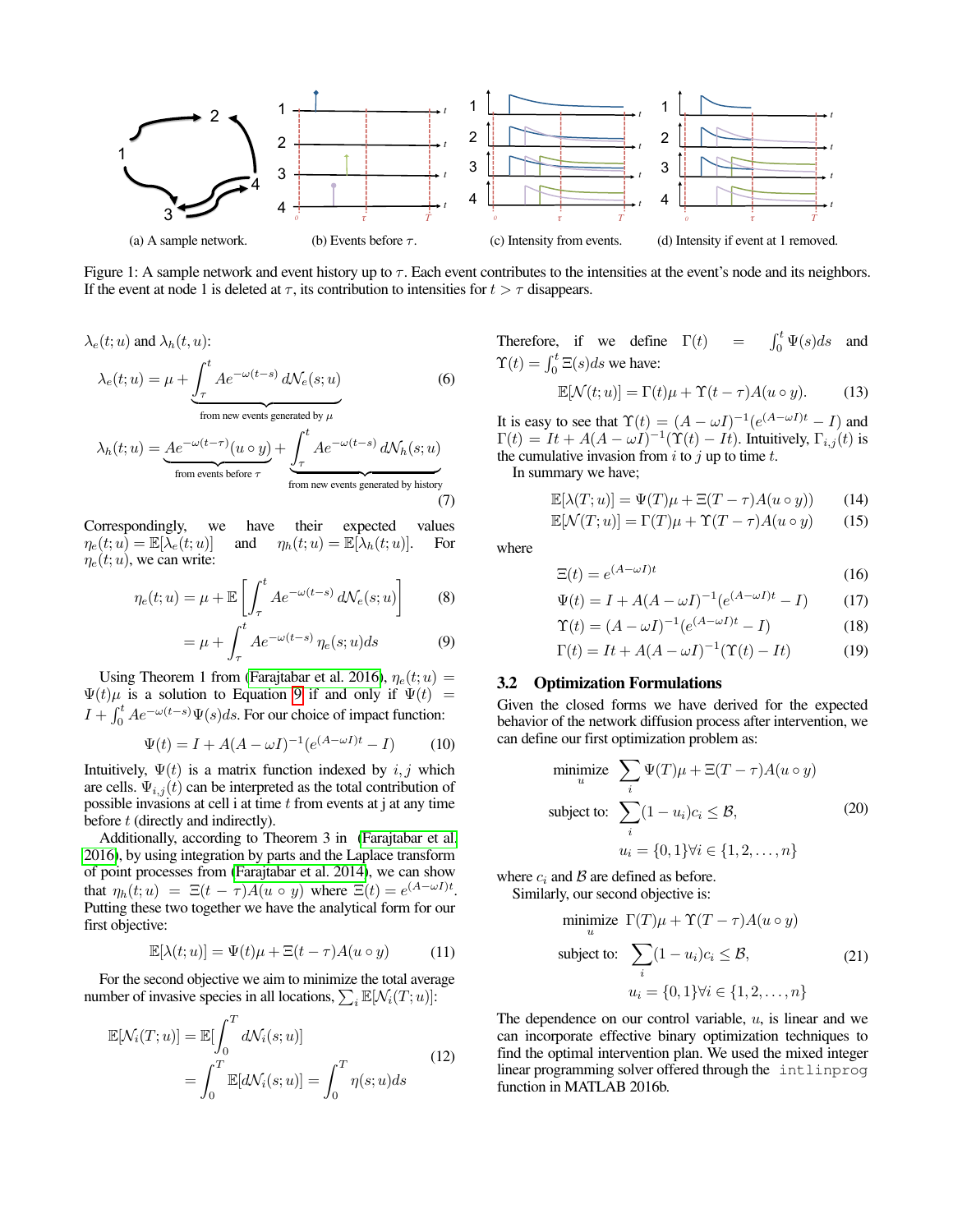1

2

3

4

(a) A sample network.

1

2

3

4

0 τ T

(b) Events before τ.

1

2

3

4

0 τ T

(c) Intensity from events.

1

2

3

4

0 τ T

(d) Intensity if event at 1 removed.

Figure 1: A sample network and event history up to $\tau$. Each event contributes to the intensities at the event's node and its neighbors. If the event at node 1 is deleted at $\tau$, its contribution to intensities for $t > \tau$ disappears.

$\lambda_e(t;u)$ and $\lambda_h(t,u)$:

$$\lambda_e(t;u) = \mu + \underbrace{\int_\tau^t Ae^{-\omega(t-s)}\, d\mathcal{N}_e(s;u)}_{\text{from new events generated by } \mu} \tag{6}$$

$$\lambda_h(t;u) = \underbrace{Ae^{-\omega(t-\tau)}(u \circ y)}_{\text{from events before } \tau} + \underbrace{\int_\tau^t Ae^{-\omega(t-s)}\, d\mathcal{N}_h(s;u)}_{\text{from new events generated by history}} \tag{7}$$

Correspondingly, we have their expected values $\eta_e(t;u) = \mathbb{E}[\lambda_e(t;u)]$ and $\eta_h(t;u) = \mathbb{E}[\lambda_h(t;u)]$. For $\eta_e(t;u)$, we can write:

$$\eta_e(t;u) = \mu + \mathbb{E}\left[\int_\tau^t Ae^{-\omega(t-s)}\, d\mathcal{N}_e(s;u)\right] \tag{8}$$

$$= \mu + \int_\tau^t Ae^{-\omega(t-s)}\, \eta_e(s;u)ds \tag{9}$$

Using Theorem 1 from (Farajtabar et al. 2016), $\eta_e(t;u) = \Psi(t)\mu$ is a solution to Equation 9 if and only if $\Psi(t) = I + \int_0^t Ae^{-\omega(t-s)}\Psi(s)ds$. For our choice of impact function:

$$\Psi(t) = I + A(A-\omega I)^{-1}(e^{(A-\omega I)t} - I) \tag{10}$$

Intuitively, $\Psi(t)$ is a matrix function indexed by $i, j$ which are cells. $\Psi_{i,j}(t)$ can be interpreted as the total contribution of possible invasions at cell i at time $t$ from events at j at any time before $t$ (directly and indirectly).

Additionally, according to Theorem 3 in (Farajtabar et al. 2016), by using integration by parts and the Laplace transform of point processes from (Farajtabar et al. 2014), we can show that $\eta_h(t;u) = \Xi(t-\tau)A(u \circ y)$ where $\Xi(t) = e^{(A-\omega I)t}$. Putting these two together we have the analytical form for our first objective:

$$\mathbb{E}[\lambda(t;u)] = \Psi(t)\mu + \Xi(t-\tau)A(u \circ y) \tag{11}$$

For the second objective we aim to minimize the total average number of invasive species in all locations, $\sum_i \mathbb{E}[\mathcal{N}_i(T;u)]$:

$$\begin{aligned}\mathbb{E}[\mathcal{N}_i(T;u)] &= \mathbb{E}[\int_0^T d\mathcal{N}_i(s;u)] \\ &= \int_0^T \mathbb{E}[d\mathcal{N}_i(s;u)] = \int_0^T \eta(s;u)ds\end{aligned} \tag{12}$$

Therefore, if we define $\Gamma(t) = \int_0^t \Psi(s)ds$ and $\Upsilon(t) = \int_0^t \Xi(s)ds$ we have:

$$\mathbb{E}[\mathcal{N}(t;u)] = \Gamma(t)\mu + \Upsilon(t-\tau)A(u \circ y). \tag{13}$$

It is easy to see that $\Upsilon(t) = (A-\omega I)^{-1}(e^{(A-\omega I)t} - I)$ and $\Gamma(t) = It + A(A-\omega I)^{-1}(\Upsilon(t) - It)$. Intuitively, $\Gamma_{i,j}(t)$ is the cumulative invasion from $i$ to $j$ up to time $t$.

In summary we have;

$$\mathbb{E}[\lambda(T;u)] = \Psi(T)\mu + \Xi(T-\tau)A(u \circ y)) \tag{14}$$

$$\mathbb{E}[\mathcal{N}(T;u)] = \Gamma(T)\mu + \Upsilon(T-\tau)A(u \circ y) \tag{15}$$

where

$$\Xi(t) = e^{(A-\omega I)t} \tag{16}$$

$$\Psi(t) = I + A(A-\omega I)^{-1}(e^{(A-\omega I)t} - I) \tag{17}$$

$$\Upsilon(t) = (A-\omega I)^{-1}(e^{(A-\omega I)t} - I) \tag{18}$$

$$\Gamma(t) = It + A(A-\omega I)^{-1}(\Upsilon(t) - It) \tag{19}$$

## 3.2 Optimization Formulations

Given the closed forms we have derived for the expected behavior of the network diffusion process after intervention, we can define our first optimization problem as:

$$\begin{aligned}\underset{u}{\text{minimize}} \quad & \sum_i \Psi(T)\mu + \Xi(T-\tau)A(u \circ y) \\ \text{subject to:} \quad & \sum_i (1-u_i)c_i \leq \mathcal{B}, \\ & u_i = \{0,1\} \forall i \in \{1,2,\dots,n\}\end{aligned} \tag{20}$$

where $c_i$ and $\mathcal{B}$ are defined as before.

Similarly, our second objective is:

$$\begin{aligned}\underset{u}{\text{minimize}} \quad & \Gamma(T)\mu + \Upsilon(T-\tau)A(u \circ y) \\ \text{subject to:} \quad & \sum_i (1-u_i)c_i \leq \mathcal{B}, \\ & u_i = \{0,1\} \forall i \in \{1,2,\dots,n\}\end{aligned} \tag{21}$$

The dependence on our control variable, $u$, is linear and we can incorporate effective binary optimization techniques to find the optimal intervention plan. We used the mixed integer linear programming solver offered through the `intlinprog` function in MATLAB 2016b.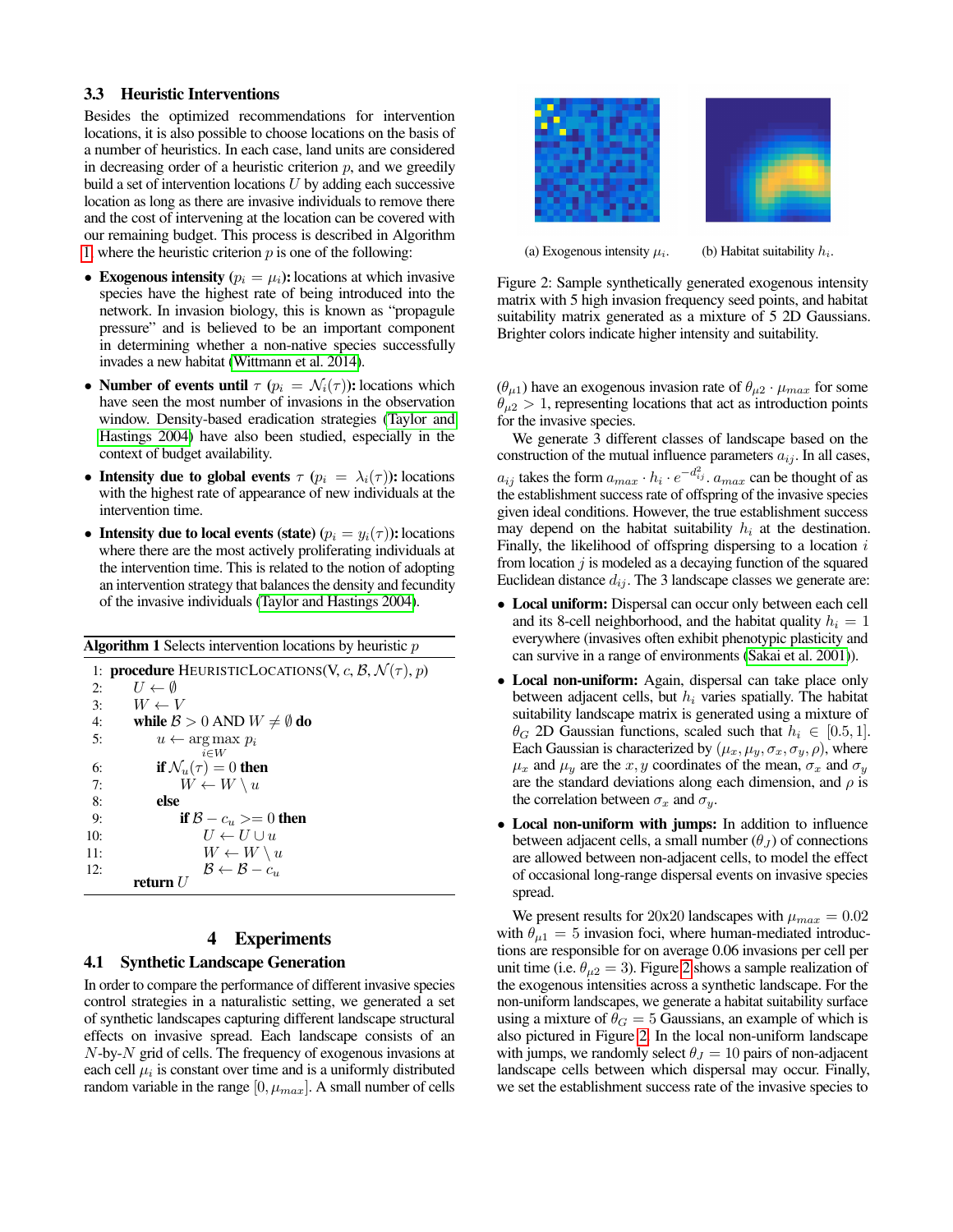### 3.3 Heuristic Interventions

Besides the optimized recommendations for intervention locations, it is also possible to choose locations on the basis of a number of heuristics. In each case, land units are considered in decreasing order of a heuristic criterion $p$, and we greedily build a set of intervention locations $U$ by adding each successive location as long as there are invasive individuals to remove there and the cost of intervening at the location can be covered with our remaining budget. This process is described in Algorithm 1 where the heuristic criterion $p$ is one of the following:

- **Exogenous intensity** ($p_i = \mu_i$)**:** locations at which invasive species have the highest rate of being introduced into the network. In invasion biology, this is known as "propagule pressure" and is believed to be an important component in determining whether a non-native species successfully invades a new habitat (Wittmann et al. 2014).
- **Number of events until** $\tau$ ($p_i = \mathcal{N}_i(\tau)$)**:** locations which have seen the most number of invasions in the observation window. Density-based eradication strategies (Taylor and Hastings 2004) have also been studied, especially in the context of budget availability.
- **Intensity due to global events** $\tau$ ($p_i = \lambda_i(\tau)$)**:** locations with the highest rate of appearance of new individuals at the intervention time.
- **Intensity due to local events (state)** ($p_i = y_i(\tau)$)**:** locations where there are the most actively proliferating individuals at the intervention time. This is related to the notion of adopting an intervention strategy that balances the density and fecundity of the invasive individuals (Taylor and Hastings 2004).

**Algorithm 1** Selects intervention locations by heuristic $p$

```
1:  procedure HEURISTICLOCATIONS(V, c, B, N(τ), p)
2:      U ← ∅
3:      W ← V
4:      while B > 0 AND W ≠ ∅ do
5:          u ← arg max_{i∈W} p_i
6:          if N_u(τ) = 0 then
7:              W ← W \ u
8:          else
9:              if B − c_u >= 0 then
10:                 U ← U ∪ u
11:                 W ← W \ u
12:                 B ← B − c_u
        return U
```

## 4 Experiments

### 4.1 Synthetic Landscape Generation

In order to compare the performance of different invasive species control strategies in a naturalistic setting, we generated a set of synthetic landscapes capturing different landscape structural effects on invasive spread. Each landscape consists of an $N$-by-$N$ grid of cells. The frequency of exogenous invasions at each cell $\mu_i$ is constant over time and is a uniformly distributed random variable in the range $[0, \mu_{max}]$. A small number of cells ($\theta_{\mu 1}$) have an exogenous invasion rate of $\theta_{\mu 2} \cdot \mu_{max}$ for some $\theta_{\mu 2} > 1$, representing locations that act as introduction points for the invasive species.

(a) Exogenous intensity $\mu_i$.

(b) Habitat suitability $h_i$.

Figure 2: Sample synthetically generated exogenous intensity matrix with 5 high invasion frequency seed points, and habitat suitability matrix generated as a mixture of 5 2D Gaussians. Brighter colors indicate higher intensity and suitability.

We generate 3 different classes of landscape based on the construction of the mutual influence parameters $a_{ij}$. In all cases, $a_{ij}$ takes the form $a_{max} \cdot h_i \cdot e^{-d_{ij}^2}$. $a_{max}$ can be thought of as the establishment success rate of offspring of the invasive species given ideal conditions. However, the true establishment success may depend on the habitat suitability $h_i$ at the destination. Finally, the likelihood of offspring dispersing to a location $i$ from location $j$ is modeled as a decaying function of the squared Euclidean distance $d_{ij}$. The 3 landscape classes we generate are:

- **Local uniform:** Dispersal can occur only between each cell and its 8-cell neighborhood, and the habitat quality $h_i = 1$ everywhere (invasives often exhibit phenotypic plasticity and can survive in a range of environments (Sakai et al. 2001)).
- **Local non-uniform:** Again, dispersal can take place only between adjacent cells, but $h_i$ varies spatially. The habitat suitability landscape matrix is generated using a mixture of $\theta_G$ 2D Gaussian functions, scaled such that $h_i \in [0.5, 1]$. Each Gaussian is characterized by $(\mu_x, \mu_y, \sigma_x, \sigma_y, \rho)$, where $\mu_x$ and $\mu_y$ are the $x, y$ coordinates of the mean, $\sigma_x$ and $\sigma_y$ are the standard deviations along each dimension, and $\rho$ is the correlation between $\sigma_x$ and $\sigma_y$.
- **Local non-uniform with jumps:** In addition to influence between adjacent cells, a small number ($\theta_J$) of connections are allowed between non-adjacent cells, to model the effect of occasional long-range dispersal events on invasive species spread.

We present results for 20x20 landscapes with $\mu_{max} = 0.02$ with $\theta_{\mu 1} = 5$ invasion foci, where human-mediated introductions are responsible for on average 0.06 invasions per cell per unit time (i.e. $\theta_{\mu 2} = 3$). Figure 2 shows a sample realization of the exogenous intensities across a synthetic landscape. For the non-uniform landscapes, we generate a habitat suitability surface using a mixture of $\theta_G = 5$ Gaussians, an example of which is also pictured in Figure 2. In the local non-uniform landscape with jumps, we randomly select $\theta_J = 10$ pairs of non-adjacent landscape cells between which dispersal may occur. Finally, we set the establishment success rate of the invasive species to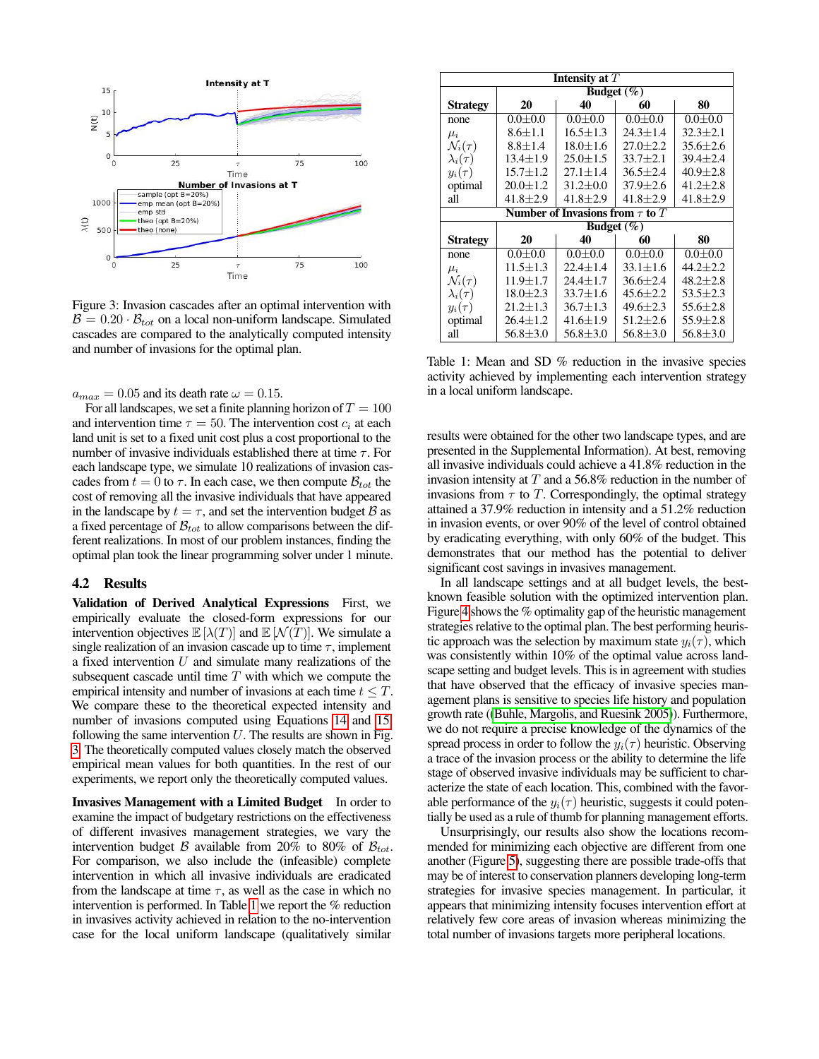Intensity at T

N(t)

15
10
5
0

0 25 τ 75 100

Time

Number of Invasions at T

λ(t)

1000
500
0

0 25 τ 75 100

Time

sample (opt B=20%)
emp mean (opt B=20%)
emp std
theo (opt B=20%)
theo (none)

Figure 3: Invasion cascades after an optimal intervention with $\mathcal{B} = 0.20 \cdot \mathcal{B}_{tot}$ on a local non-uniform landscape. Simulated cascades are compared to the analytically computed intensity and number of invasions for the optimal plan.

$a_{max} = 0.05$ and its death rate $\omega = 0.15$.

For all landscapes, we set a finite planning horizon of $T = 100$ and intervention time $\tau = 50$. The intervention cost $c_i$ at each land unit is set to a fixed unit cost plus a cost proportional to the number of invasive individuals established there at time $\tau$. For each landscape type, we simulate 10 realizations of invasion cascades from $t = 0$ to $\tau$. In each case, we then compute $\mathcal{B}_{tot}$ the cost of removing all the invasive individuals that have appeared in the landscape by $t = \tau$, and set the intervention budget $\mathcal{B}$ as a fixed percentage of $\mathcal{B}_{tot}$ to allow comparisons between the different realizations. In most of our problem instances, finding the optimal plan took the linear programming solver under 1 minute.

### 4.2 Results

**Validation of Derived Analytical Expressions** First, we empirically evaluate the closed-form expressions for our intervention objectives $\mathbb{E}[\lambda(T)]$ and $\mathbb{E}[\mathcal{N}(T)]$. We simulate a single realization of an invasion cascade up to time $\tau$, implement a fixed intervention $U$ and simulate many realizations of the subsequent cascade until time $T$ with which we compute the empirical intensity and number of invasions at each time $t \leq T$. We compare these to the theoretical expected intensity and number of invasions computed using Equations 14 and 15 following the same intervention $U$. The results are shown in Fig. 3. The theoretically computed values closely match the observed empirical mean values for both quantities. In the rest of our experiments, we report only the theoretically computed values.

**Invasives Management with a Limited Budget** In order to examine the impact of budgetary restrictions on the effectiveness of different invasives management strategies, we vary the intervention budget $\mathcal{B}$ available from 20% to 80% of $\mathcal{B}_{tot}$. For comparison, we also include the (infeasible) complete intervention in which all invasive individuals are eradicated from the landscape at time $\tau$, as well as the case in which no intervention is performed. In Table 1 we report the % reduction in invasives activity achieved in relation to the no-intervention case for the local uniform landscape (qualitatively similar results were obtained for the other two landscape types, and are presented in the Supplemental Information). At best, removing all invasive individuals could achieve a 41.8% reduction in the invasion intensity at $T$ and a 56.8% reduction in the number of invasions from $\tau$ to $T$. Correspondingly, the optimal strategy attained a 37.9% reduction in intensity and a 51.2% reduction in invasion events, or over 90% of the level of control obtained by eradicating everything, with only 60% of the budget. This demonstrates that our method has the potential to deliver significant cost savings in invasives management.

In all landscape settings and at all budget levels, the best-known feasible solution with the optimized intervention plan. Figure 4 shows the % optimality gap of the heuristic management strategies relative to the optimal plan. The best performing heuristic approach was the selection by maximum state $y_i(\tau)$, which was consistently within 10% of the optimal value across landscape setting and budget levels. This is in agreement with studies that have observed that the efficacy of invasive species management plans is sensitive to species life history and population growth rate ((Buhle, Margolis, and Ruesink 2005)). Furthermore, we do not require a precise knowledge of the dynamics of the spread process in order to follow the $y_i(\tau)$ heuristic. Observing a trace of the invasion process or the ability to determine the life stage of observed invasive individuals may be sufficient to characterize the state of each location. This, combined with the favorable performance of the $y_i(\tau)$ heuristic, suggests it could potentially be used as a rule of thumb for planning management efforts.

Unsurprisingly, our results also show the locations recommended for minimizing each objective are different from one another (Figure 5), suggesting there are possible trade-offs that may be of interest to conservation planners developing long-term strategies for invasive species management. In particular, it appears that minimizing intensity focuses intervention effort at relatively few core areas of invasion whereas minimizing the total number of invasions targets more peripheral locations.

| Intensity at $T$ | | | | |
|---|---|---|---|---|
| | Budget (%) | | | |
| **Strategy** | **20** | **40** | **60** | **80** |
| none | 0.0±0.0 | 0.0±0.0 | 0.0±0.0 | 0.0±0.0 |
| $\mu_i$ | 8.6±1.1 | 16.5±1.3 | 24.3±1.4 | 32.3±2.1 |
| $\mathcal{N}_i(\tau)$ | 8.8±1.4 | 18.0±1.6 | 27.0±2.2 | 35.6±2.6 |
| $\lambda_i(\tau)$ | 13.4±1.9 | 25.0±1.5 | 33.7±2.1 | 39.4±2.4 |
| $y_i(\tau)$ | 15.7±1.2 | 27.1±1.4 | 36.5±2.4 | 40.9±2.8 |
| optimal | 20.0±1.2 | 31.2±0.0 | 37.9±2.6 | 41.2±2.8 |
| all | 41.8±2.9 | 41.8±2.9 | 41.8±2.9 | 41.8±2.9 |
| **Number of Invasions from $\tau$ to $T$** | | | | |
| | Budget (%) | | | |
| **Strategy** | **20** | **40** | **60** | **80** |
| none | 0.0±0.0 | 0.0±0.0 | 0.0±0.0 | 0.0±0.0 |
| $\mu_i$ | 11.5±1.3 | 22.4±1.4 | 33.1±1.6 | 44.2±2.2 |
| $\mathcal{N}_i(\tau)$ | 11.9±1.7 | 24.4±1.7 | 36.6±2.4 | 48.2±2.8 |
| $\lambda_i(\tau)$ | 18.0±2.3 | 33.7±1.6 | 45.6±2.2 | 53.5±2.3 |
| $y_i(\tau)$ | 21.2±1.3 | 36.7±1.3 | 49.6±2.3 | 55.6±2.8 |
| optimal | 26.4±1.2 | 41.6±1.9 | 51.2±2.6 | 55.9±2.8 |
| all | 56.8±3.0 | 56.8±3.0 | 56.8±3.0 | 56.8±3.0 |

Table 1: Mean and SD % reduction in the invasive species activity achieved by implementing each intervention strategy in a local uniform landscape.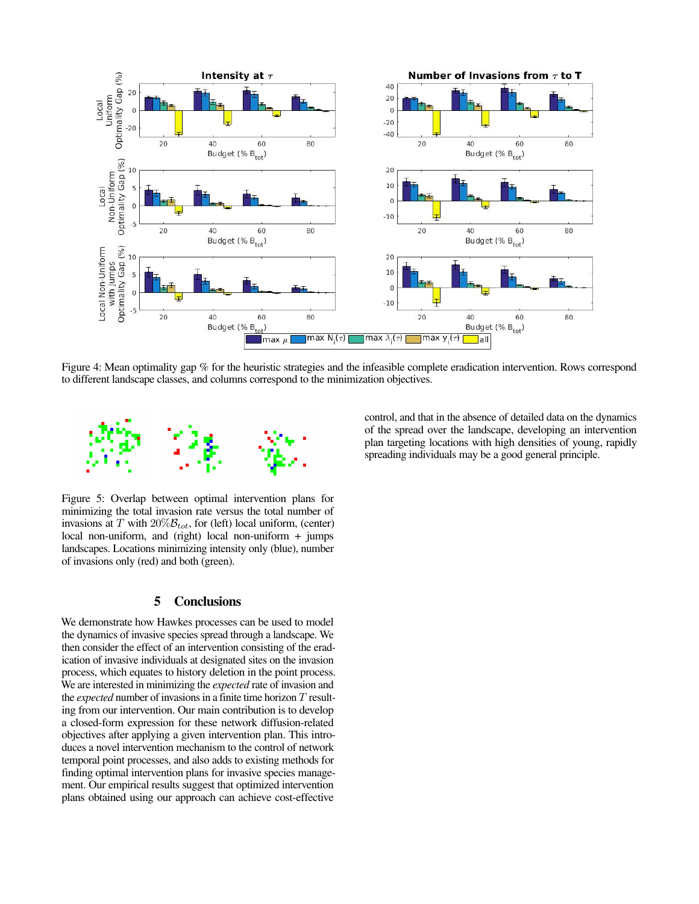Figure 4: Mean optimality gap % for the heuristic strategies and the infeasible complete eradication intervention. Rows correspond to different landscape classes, and columns correspond to the minimization objectives.

Figure 5: Overlap between optimal intervention plans for minimizing the total invasion rate versus the total number of invasions at $T$ with $20\%\mathcal{B}_{tot}$, for (left) local uniform, (center) local non-uniform, and (right) local non-uniform + jumps landscapes. Locations minimizing intensity only (blue), number of invasions only (red) and both (green).

## 5 Conclusions

We demonstrate how Hawkes processes can be used to model the dynamics of invasive species spread through a landscape. We then consider the effect of an intervention consisting of the eradication of invasive individuals at designated sites on the invasion process, which equates to history deletion in the point process. We are interested in minimizing the *expected* rate of invasion and the *expected* number of invasions in a finite time horizon $T$ resulting from our intervention. Our main contribution is to develop a closed-form expression for these network diffusion-related objectives after applying a given intervention plan. This introduces a novel intervention mechanism to the control of network temporal point processes, and also adds to existing methods for finding optimal intervention plans for invasive species management. Our empirical results suggest that optimized intervention plans obtained using our approach can achieve cost-effective control, and that in the absence of detailed data on the dynamics of the spread over the landscape, developing an intervention plan targeting locations with high densities of young, rapidly spreading individuals may be a good general principle.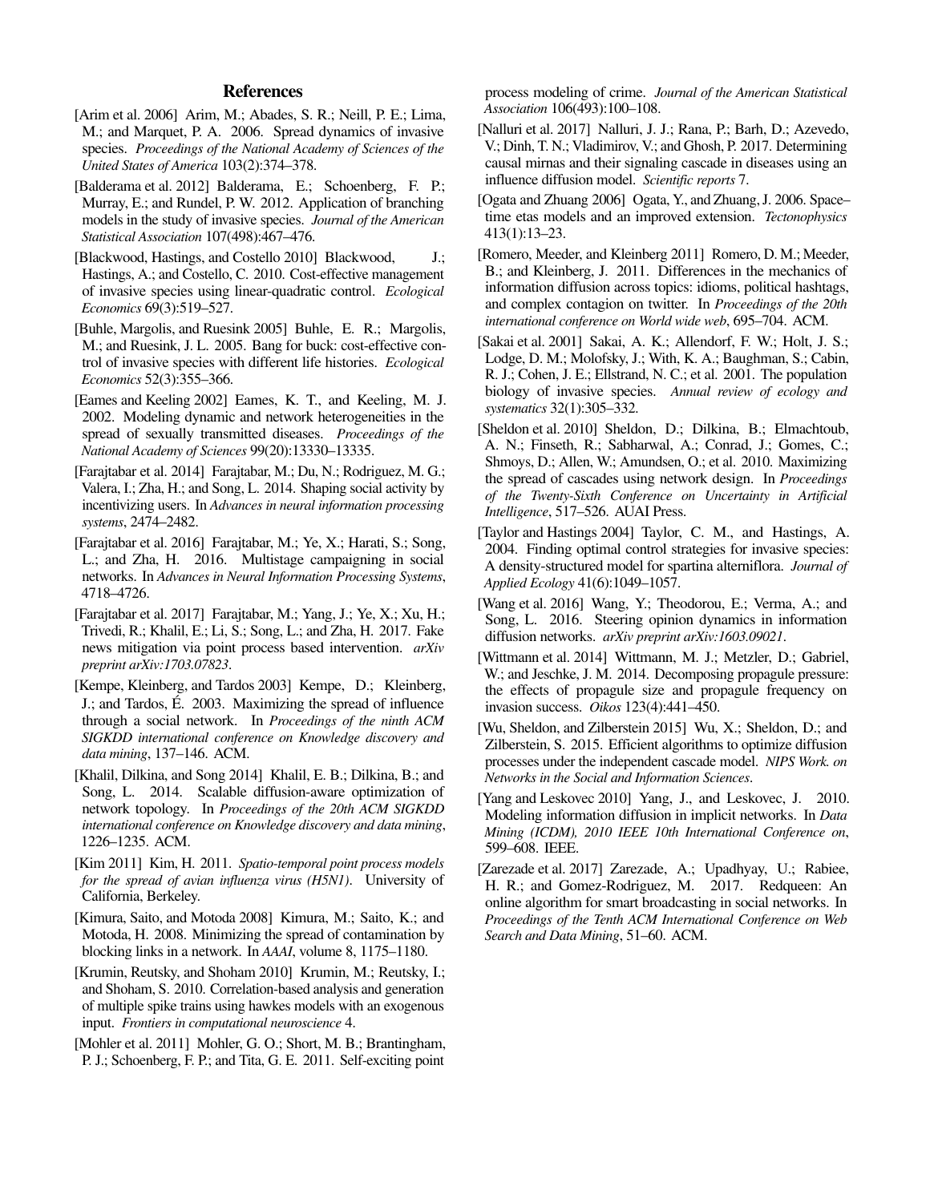## References

[Arim et al. 2006] Arim, M.; Abades, S. R.; Neill, P. E.; Lima, M.; and Marquet, P. A. 2006. Spread dynamics of invasive species. *Proceedings of the National Academy of Sciences of the United States of America* 103(2):374–378.

[Balderama et al. 2012] Balderama, E.; Schoenberg, F. P.; Murray, E.; and Rundel, P. W. 2012. Application of branching models in the study of invasive species. *Journal of the American Statistical Association* 107(498):467–476.

[Blackwood, Hastings, and Costello 2010] Blackwood, J.; Hastings, A.; and Costello, C. 2010. Cost-effective management of invasive species using linear-quadratic control. *Ecological Economics* 69(3):519–527.

[Buhle, Margolis, and Ruesink 2005] Buhle, E. R.; Margolis, M.; and Ruesink, J. L. 2005. Bang for buck: cost-effective control of invasive species with different life histories. *Ecological Economics* 52(3):355–366.

[Eames and Keeling 2002] Eames, K. T., and Keeling, M. J. 2002. Modeling dynamic and network heterogeneities in the spread of sexually transmitted diseases. *Proceedings of the National Academy of Sciences* 99(20):13330–13335.

[Farajtabar et al. 2014] Farajtabar, M.; Du, N.; Rodriguez, M. G.; Valera, I.; Zha, H.; and Song, L. 2014. Shaping social activity by incentivizing users. In *Advances in neural information processing systems*, 2474–2482.

[Farajtabar et al. 2016] Farajtabar, M.; Ye, X.; Harati, S.; Song, L.; and Zha, H. 2016. Multistage campaigning in social networks. In *Advances in Neural Information Processing Systems*, 4718–4726.

[Farajtabar et al. 2017] Farajtabar, M.; Yang, J.; Ye, X.; Xu, H.; Trivedi, R.; Khalil, E.; Li, S.; Song, L.; and Zha, H. 2017. Fake news mitigation via point process based intervention. *arXiv preprint arXiv:1703.07823*.

[Kempe, Kleinberg, and Tardos 2003] Kempe, D.; Kleinberg, J.; and Tardos, É. 2003. Maximizing the spread of influence through a social network. In *Proceedings of the ninth ACM SIGKDD international conference on Knowledge discovery and data mining*, 137–146. ACM.

[Khalil, Dilkina, and Song 2014] Khalil, E. B.; Dilkina, B.; and Song, L. 2014. Scalable diffusion-aware optimization of network topology. In *Proceedings of the 20th ACM SIGKDD international conference on Knowledge discovery and data mining*, 1226–1235. ACM.

[Kim 2011] Kim, H. 2011. *Spatio-temporal point process models for the spread of avian influenza virus (H5N1)*. University of California, Berkeley.

[Kimura, Saito, and Motoda 2008] Kimura, M.; Saito, K.; and Motoda, H. 2008. Minimizing the spread of contamination by blocking links in a network. In *AAAI*, volume 8, 1175–1180.

[Krumin, Reutsky, and Shoham 2010] Krumin, M.; Reutsky, I.; and Shoham, S. 2010. Correlation-based analysis and generation of multiple spike trains using hawkes models with an exogenous input. *Frontiers in computational neuroscience* 4.

[Mohler et al. 2011] Mohler, G. O.; Short, M. B.; Brantingham, P. J.; Schoenberg, F. P.; and Tita, G. E. 2011. Self-exciting point process modeling of crime. *Journal of the American Statistical Association* 106(493):100–108.

[Nalluri et al. 2017] Nalluri, J. J.; Rana, P.; Barh, D.; Azevedo, V.; Dinh, T. N.; Vladimirov, V.; and Ghosh, P. 2017. Determining causal mirnas and their signaling cascade in diseases using an influence diffusion model. *Scientific reports* 7.

[Ogata and Zhuang 2006] Ogata, Y., and Zhuang, J. 2006. Space–time etas models and an improved extension. *Tectonophysics* 413(1):13–23.

[Romero, Meeder, and Kleinberg 2011] Romero, D. M.; Meeder, B.; and Kleinberg, J. 2011. Differences in the mechanics of information diffusion across topics: idioms, political hashtags, and complex contagion on twitter. In *Proceedings of the 20th international conference on World wide web*, 695–704. ACM.

[Sakai et al. 2001] Sakai, A. K.; Allendorf, F. W.; Holt, J. S.; Lodge, D. M.; Molofsky, J.; With, K. A.; Baughman, S.; Cabin, R. J.; Cohen, J. E.; Ellstrand, N. C.; et al. 2001. The population biology of invasive species. *Annual review of ecology and systematics* 32(1):305–332.

[Sheldon et al. 2010] Sheldon, D.; Dilkina, B.; Elmachtoub, A. N.; Finseth, R.; Sabharwal, A.; Conrad, J.; Gomes, C.; Shmoys, D.; Allen, W.; Amundsen, O.; et al. 2010. Maximizing the spread of cascades using network design. In *Proceedings of the Twenty-Sixth Conference on Uncertainty in Artificial Intelligence*, 517–526. AUAI Press.

[Taylor and Hastings 2004] Taylor, C. M., and Hastings, A. 2004. Finding optimal control strategies for invasive species: A density-structured model for spartina alterniflora. *Journal of Applied Ecology* 41(6):1049–1057.

[Wang et al. 2016] Wang, Y.; Theodorou, E.; Verma, A.; and Song, L. 2016. Steering opinion dynamics in information diffusion networks. *arXiv preprint arXiv:1603.09021*.

[Wittmann et al. 2014] Wittmann, M. J.; Metzler, D.; Gabriel, W.; and Jeschke, J. M. 2014. Decomposing propagule pressure: the effects of propagule size and propagule frequency on invasion success. *Oikos* 123(4):441–450.

[Wu, Sheldon, and Zilberstein 2015] Wu, X.; Sheldon, D.; and Zilberstein, S. 2015. Efficient algorithms to optimize diffusion processes under the independent cascade model. *NIPS Work. on Networks in the Social and Information Sciences*.

[Yang and Leskovec 2010] Yang, J., and Leskovec, J. 2010. Modeling information diffusion in implicit networks. In *Data Mining (ICDM), 2010 IEEE 10th International Conference on*, 599–608. IEEE.

[Zarezade et al. 2017] Zarezade, A.; Upadhyay, U.; Rabiee, H. R.; and Gomez-Rodriguez, M. 2017. Redqueen: An online algorithm for smart broadcasting in social networks. In *Proceedings of the Tenth ACM International Conference on Web Search and Data Mining*, 51–60. ACM.